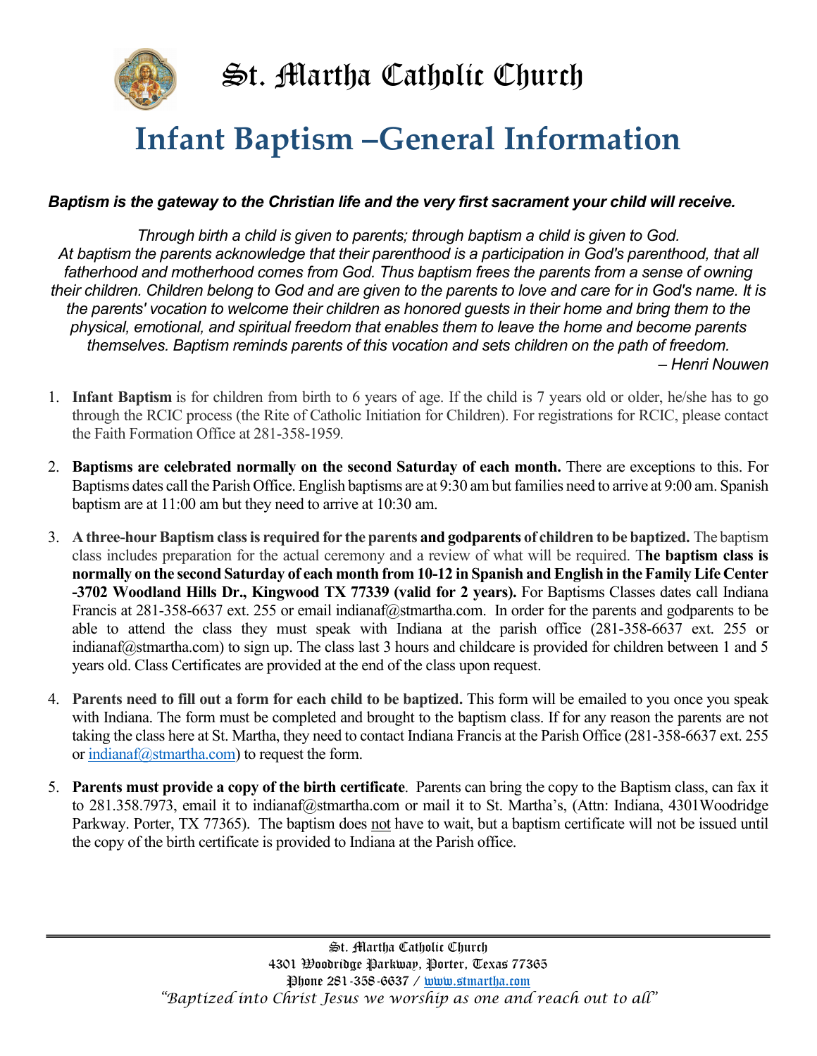# St. Martha Catholic Church

# Infant Baptism –General Information

***Baptism is the gateway to the Christian life and the very first sacrament your child will receive.***

*Through birth a child is given to parents; through baptism a child is given to God. At baptism the parents acknowledge that their parenthood is a participation in God's parenthood, that all fatherhood and motherhood comes from God. Thus baptism frees the parents from a sense of owning their children. Children belong to God and are given to the parents to love and care for in God's name. It is the parents' vocation to welcome their children as honored guests in their home and bring them to the physical, emotional, and spiritual freedom that enables them to leave the home and become parents themselves. Baptism reminds parents of this vocation and sets children on the path of freedom.*

*– Henri Nouwen*

1. **Infant Baptism** is for children from birth to 6 years of age. If the child is 7 years old or older, he/she has to go through the RCIC process (the Rite of Catholic Initiation for Children). For registrations for RCIC, please contact the Faith Formation Office at 281-358-1959.

2. **Baptisms are celebrated normally on the second Saturday of each month.** There are exceptions to this. For Baptisms dates call the Parish Office. English baptisms are at 9:30 am but families need to arrive at 9:00 am. Spanish baptism are at 11:00 am but they need to arrive at 10:30 am.

3. **A three-hour Baptism class is required for the parents and godparents of children to be baptized.** The baptism class includes preparation for the actual ceremony and a review of what will be required. T**he baptism class is normally on the second Saturday of each month from 10-12 in Spanish and English in the Family Life Center -3702 Woodland Hills Dr., Kingwood TX 77339 (valid for 2 years).** For Baptisms Classes dates call Indiana Francis at 281-358-6637 ext. 255 or email indianaf@stmartha.com. In order for the parents and godparents to be able to attend the class they must speak with Indiana at the parish office (281-358-6637 ext. 255 or indianaf@stmartha.com) to sign up. The class last 3 hours and childcare is provided for children between 1 and 5 years old. Class Certificates are provided at the end of the class upon request.

4. **Parents need to fill out a form for each child to be baptized.** This form will be emailed to you once you speak with Indiana. The form must be completed and brought to the baptism class. If for any reason the parents are not taking the class here at St. Martha, they need to contact Indiana Francis at the Parish Office (281-358-6637 ext. 255 or indianaf@stmartha.com) to request the form.

5. **Parents must provide a copy of the birth certificate**. Parents can bring the copy to the Baptism class, can fax it to 281.358.7973, email it to indianaf@stmartha.com or mail it to St. Martha's, (Attn: Indiana, 4301Woodridge Parkway. Porter, TX 77365). The baptism does not have to wait, but a baptism certificate will not be issued until the copy of the birth certificate is provided to Indiana at the Parish office.

St. Martha Catholic Church
4301 Woodridge Parkway, Porter, Texas 77365
Phone 281-358-6637 / www.stmartha.com
*"Baptized into Christ Jesus we worship as one and reach out to all"*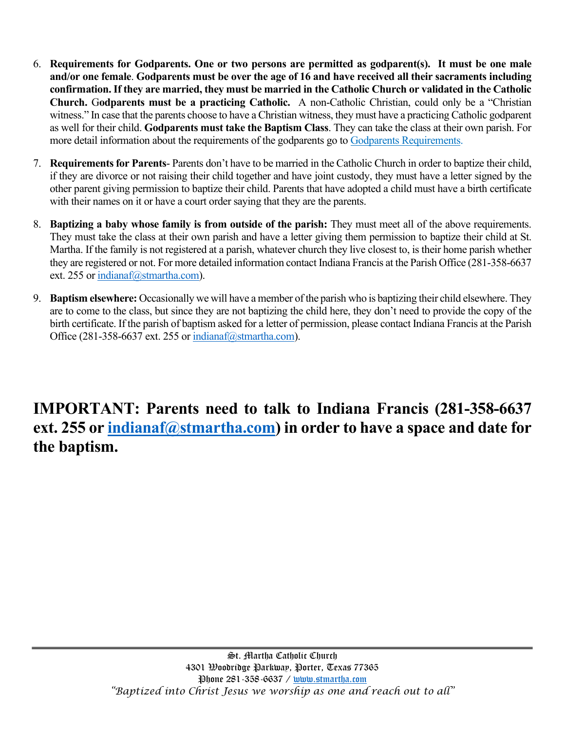6. **Requirements for Godparents. One or two persons are permitted as godparent(s). It must be one male and/or one female**. **Godparents must be over the age of 16 and have received all their sacraments including confirmation. If they are married, they must be married in the Catholic Church or validated in the Catholic Church.** G**odparents must be a practicing Catholic.** A non-Catholic Christian, could only be a "Christian witness." In case that the parents choose to have a Christian witness, they must have a practicing Catholic godparent as well for their child. **Godparents must take the Baptism Class**. They can take the class at their own parish. For more detail information about the requirements of the godparents go to Godparents Requirements.

7. **Requirements for Parents**- Parents don't have to be married in the Catholic Church in order to baptize their child, if they are divorce or not raising their child together and have joint custody, they must have a letter signed by the other parent giving permission to baptize their child. Parents that have adopted a child must have a birth certificate with their names on it or have a court order saying that they are the parents.

8. **Baptizing a baby whose family is from outside of the parish:** They must meet all of the above requirements. They must take the class at their own parish and have a letter giving them permission to baptize their child at St. Martha. If the family is not registered at a parish, whatever church they live closest to, is their home parish whether they are registered or not. For more detailed information contact Indiana Francis at the Parish Office (281-358-6637 ext. 255 or indianaf@stmartha.com).

9. **Baptism elsewhere:** Occasionally we will have a member of the parish who is baptizing their child elsewhere. They are to come to the class, but since they are not baptizing the child here, they don't need to provide the copy of the birth certificate. If the parish of baptism asked for a letter of permission, please contact Indiana Francis at the Parish Office (281-358-6637 ext. 255 or indianaf@stmartha.com).

## IMPORTANT: Parents need to talk to Indiana Francis (281-358-6637 ext. 255 or indianaf@stmartha.com) in order to have a space and date for the baptism.

St. Martha Catholic Church
4301 Woodridge Parkway, Porter, Texas 77365
Phone 281-358-6637 / www.stmartha.com
*"Baptized into Christ Jesus we worship as one and reach out to all"*